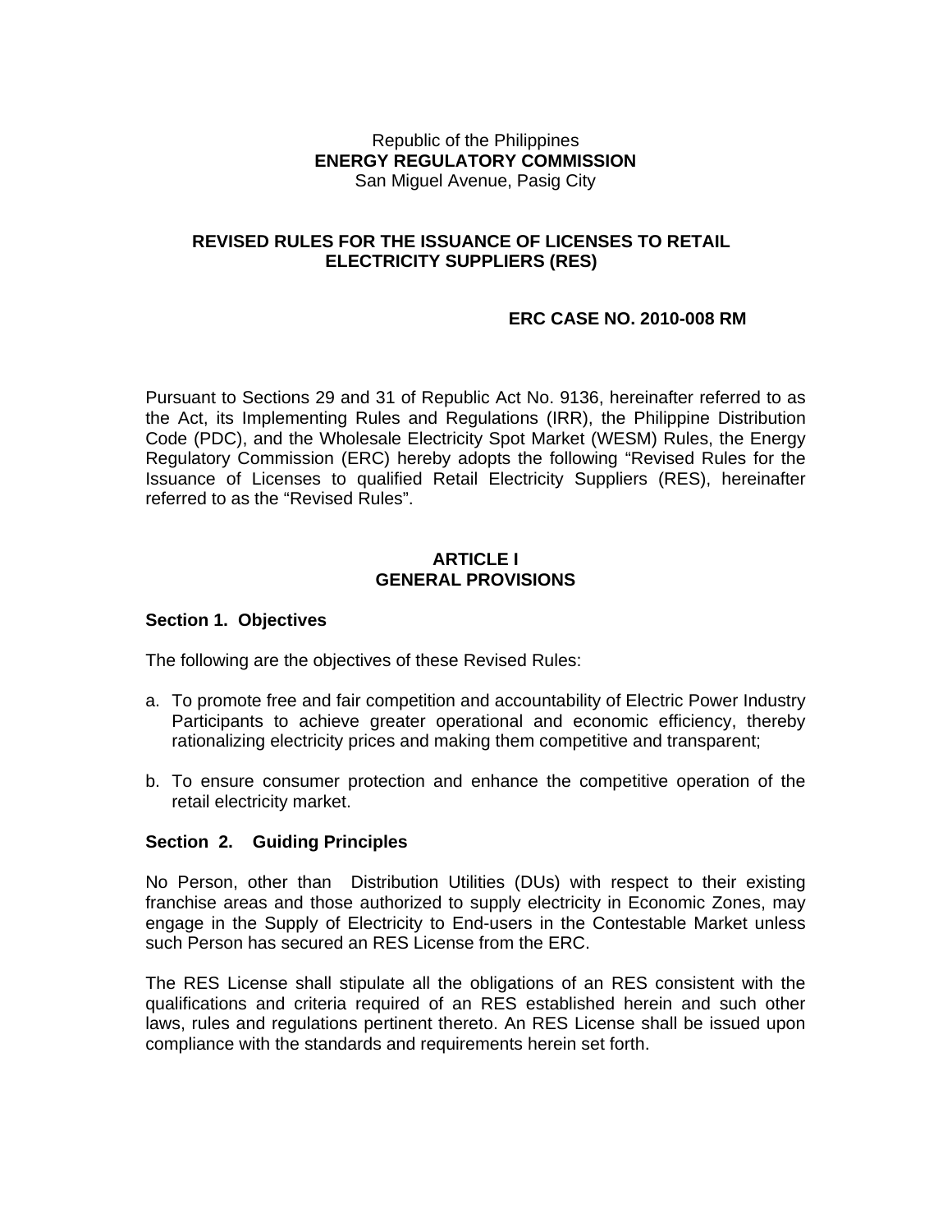Republic of the Philippines
**ENERGY REGULATORY COMMISSION**
San Miguel Avenue, Pasig City

**REVISED RULES FOR THE ISSUANCE OF LICENSES TO RETAIL ELECTRICITY SUPPLIERS (RES)**

**ERC CASE NO. 2010-008 RM**

Pursuant to Sections 29 and 31 of Republic Act No. 9136, hereinafter referred to as the Act, its Implementing Rules and Regulations (IRR), the Philippine Distribution Code (PDC), and the Wholesale Electricity Spot Market (WESM) Rules, the Energy Regulatory Commission (ERC) hereby adopts the following "Revised Rules for the Issuance of Licenses to qualified Retail Electricity Suppliers (RES), hereinafter referred to as the "Revised Rules".

## ARTICLE I
## GENERAL PROVISIONS

### Section 1. Objectives

The following are the objectives of these Revised Rules:

a. To promote free and fair competition and accountability of Electric Power Industry Participants to achieve greater operational and economic efficiency, thereby rationalizing electricity prices and making them competitive and transparent;

b. To ensure consumer protection and enhance the competitive operation of the retail electricity market.

### Section 2. Guiding Principles

No Person, other than Distribution Utilities (DUs) with respect to their existing franchise areas and those authorized to supply electricity in Economic Zones, may engage in the Supply of Electricity to End-users in the Contestable Market unless such Person has secured an RES License from the ERC.

The RES License shall stipulate all the obligations of an RES consistent with the qualifications and criteria required of an RES established herein and such other laws, rules and regulations pertinent thereto. An RES License shall be issued upon compliance with the standards and requirements herein set forth.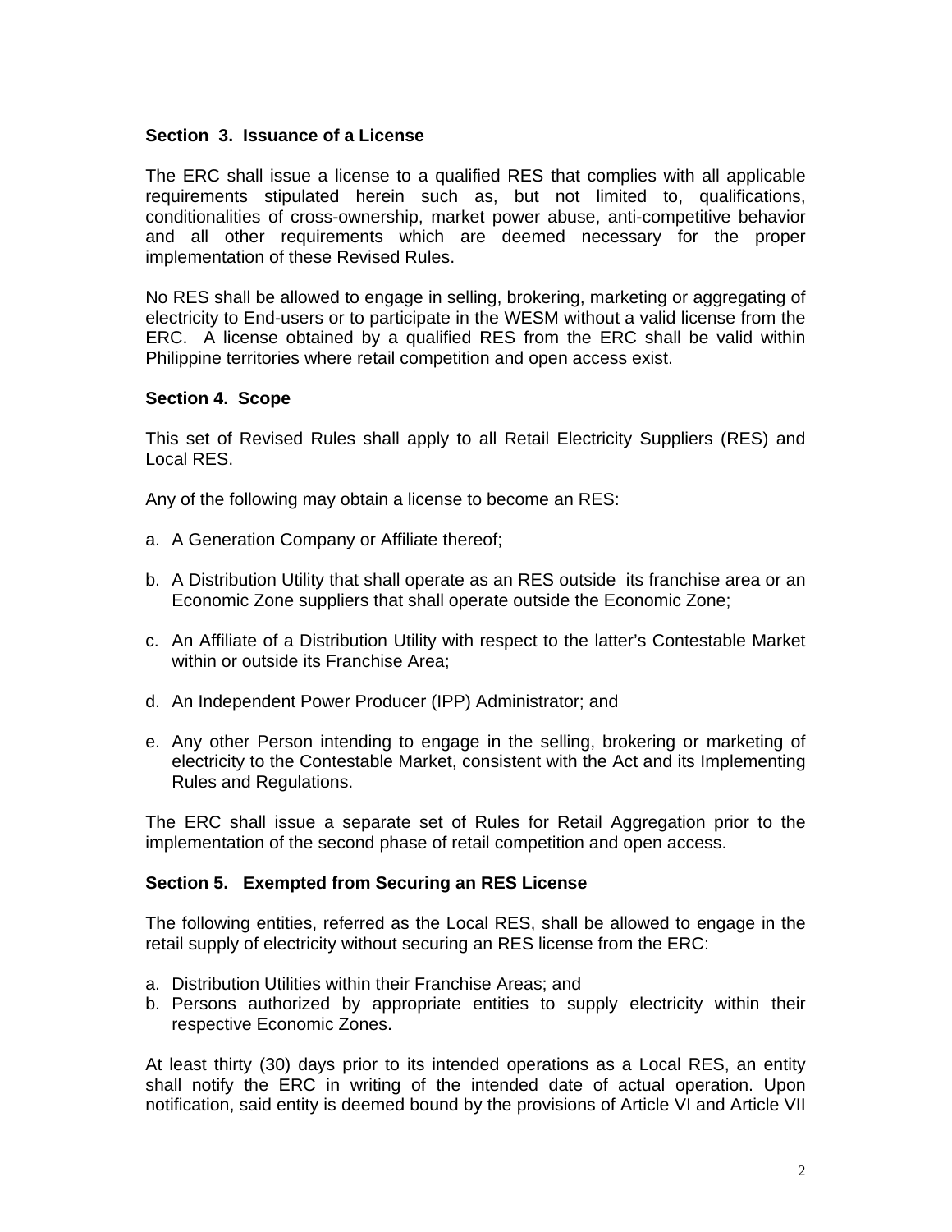**Section 3. Issuance of a License**

The ERC shall issue a license to a qualified RES that complies with all applicable requirements stipulated herein such as, but not limited to, qualifications, conditionalities of cross-ownership, market power abuse, anti-competitive behavior and all other requirements which are deemed necessary for the proper implementation of these Revised Rules.

No RES shall be allowed to engage in selling, brokering, marketing or aggregating of electricity to End-users or to participate in the WESM without a valid license from the ERC. A license obtained by a qualified RES from the ERC shall be valid within Philippine territories where retail competition and open access exist.

**Section 4. Scope**

This set of Revised Rules shall apply to all Retail Electricity Suppliers (RES) and Local RES.

Any of the following may obtain a license to become an RES:

a. A Generation Company or Affiliate thereof;

b. A Distribution Utility that shall operate as an RES outside its franchise area or an Economic Zone suppliers that shall operate outside the Economic Zone;

c. An Affiliate of a Distribution Utility with respect to the latter's Contestable Market within or outside its Franchise Area;

d. An Independent Power Producer (IPP) Administrator; and

e. Any other Person intending to engage in the selling, brokering or marketing of electricity to the Contestable Market, consistent with the Act and its Implementing Rules and Regulations.

The ERC shall issue a separate set of Rules for Retail Aggregation prior to the implementation of the second phase of retail competition and open access.

**Section 5. Exempted from Securing an RES License**

The following entities, referred as the Local RES, shall be allowed to engage in the retail supply of electricity without securing an RES license from the ERC:

a. Distribution Utilities within their Franchise Areas; and
b. Persons authorized by appropriate entities to supply electricity within their respective Economic Zones.

At least thirty (30) days prior to its intended operations as a Local RES, an entity shall notify the ERC in writing of the intended date of actual operation. Upon notification, said entity is deemed bound by the provisions of Article VI and Article VII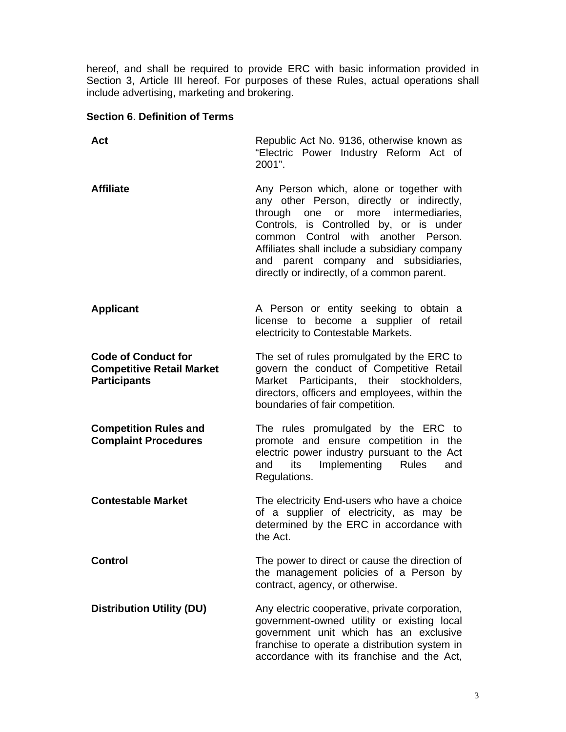hereof, and shall be required to provide ERC with basic information provided in Section 3, Article III hereof. For purposes of these Rules, actual operations shall include advertising, marketing and brokering.

**Section 6**. **Definition of Terms**

| | |
|---|---|
| **Act** | Republic Act No. 9136, otherwise known as "Electric Power Industry Reform Act of 2001". |
| **Affiliate** | Any Person which, alone or together with any other Person, directly or indirectly, through one or more intermediaries, Controls, is Controlled by, or is under common Control with another Person. Affiliates shall include a subsidiary company and parent company and subsidiaries, directly or indirectly, of a common parent. |
| **Applicant** | A Person or entity seeking to obtain a license to become a supplier of retail electricity to Contestable Markets. |
| **Code of Conduct for Competitive Retail Market Participants** | The set of rules promulgated by the ERC to govern the conduct of Competitive Retail Market Participants, their stockholders, directors, officers and employees, within the boundaries of fair competition. |
| **Competition Rules and Complaint Procedures** | The rules promulgated by the ERC to promote and ensure competition in the electric power industry pursuant to the Act and its Implementing Rules and Regulations. |
| **Contestable Market** | The electricity End-users who have a choice of a supplier of electricity, as may be determined by the ERC in accordance with the Act. |
| **Control** | The power to direct or cause the direction of the management policies of a Person by contract, agency, or otherwise. |
| **Distribution Utility (DU)** | Any electric cooperative, private corporation, government-owned utility or existing local government unit which has an exclusive franchise to operate a distribution system in accordance with its franchise and the Act, |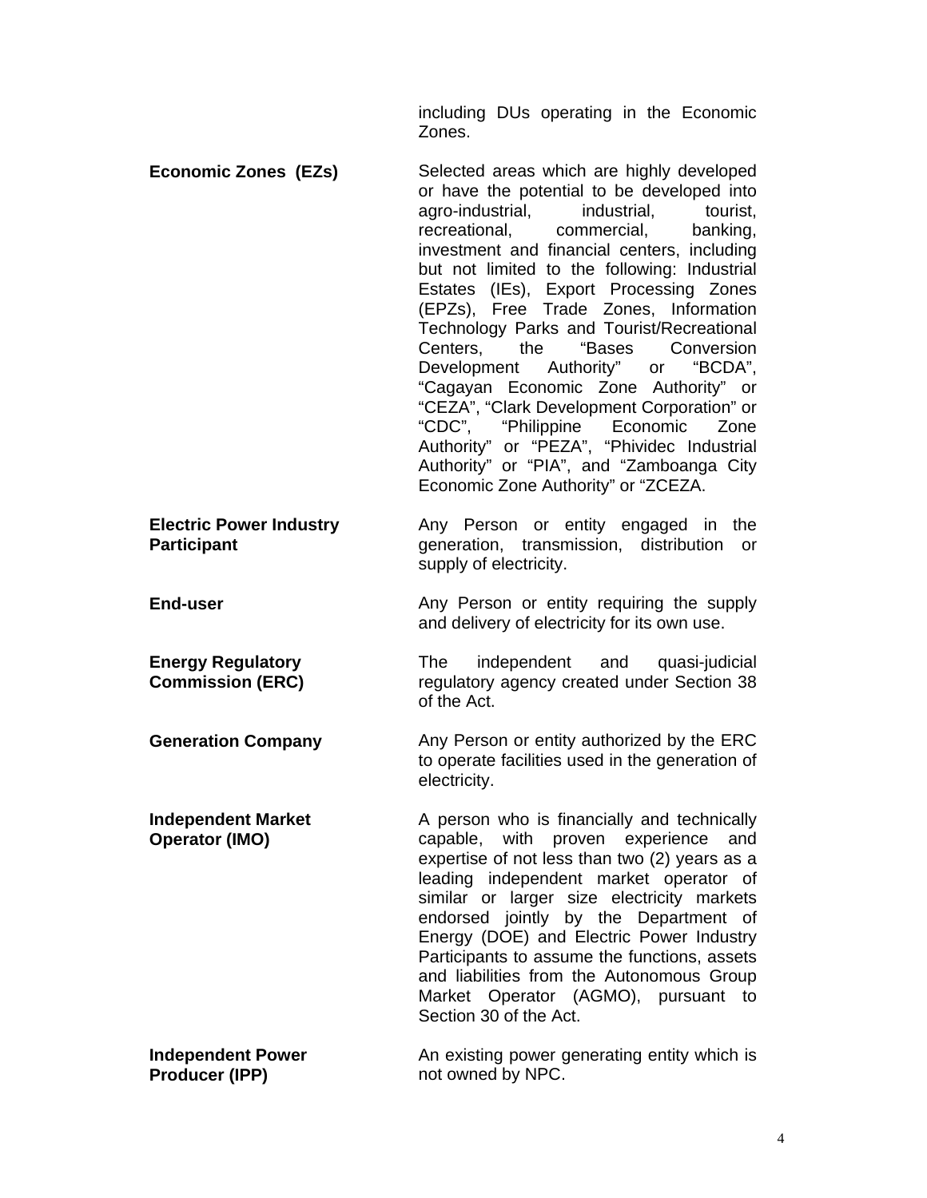including DUs operating in the Economic Zones.

**Economic Zones (EZs)**

Selected areas which are highly developed or have the potential to be developed into agro-industrial, industrial, tourist, recreational, commercial, banking, investment and financial centers, including but not limited to the following: Industrial Estates (IEs), Export Processing Zones (EPZs), Free Trade Zones, Information Technology Parks and Tourist/Recreational Centers, the "Bases Conversion Development Authority" or "BCDA", "Cagayan Economic Zone Authority" or "CEZA", "Clark Development Corporation" or "CDC", "Philippine Economic Zone Authority" or "PEZA", "Phividec Industrial Authority" or "PIA", and "Zamboanga City Economic Zone Authority" or "ZCEZA.

**Electric Power Industry Participant**

Any Person or entity engaged in the generation, transmission, distribution or supply of electricity.

**End-user**

Any Person or entity requiring the supply and delivery of electricity for its own use.

**Energy Regulatory Commission (ERC)**

The independent and quasi-judicial regulatory agency created under Section 38 of the Act.

**Generation Company**

Any Person or entity authorized by the ERC to operate facilities used in the generation of electricity.

**Independent Market Operator (IMO)**

A person who is financially and technically capable, with proven experience and expertise of not less than two (2) years as a leading independent market operator of similar or larger size electricity markets endorsed jointly by the Department of Energy (DOE) and Electric Power Industry Participants to assume the functions, assets and liabilities from the Autonomous Group Market Operator (AGMO), pursuant to Section 30 of the Act.

**Independent Power Producer (IPP)**

An existing power generating entity which is not owned by NPC.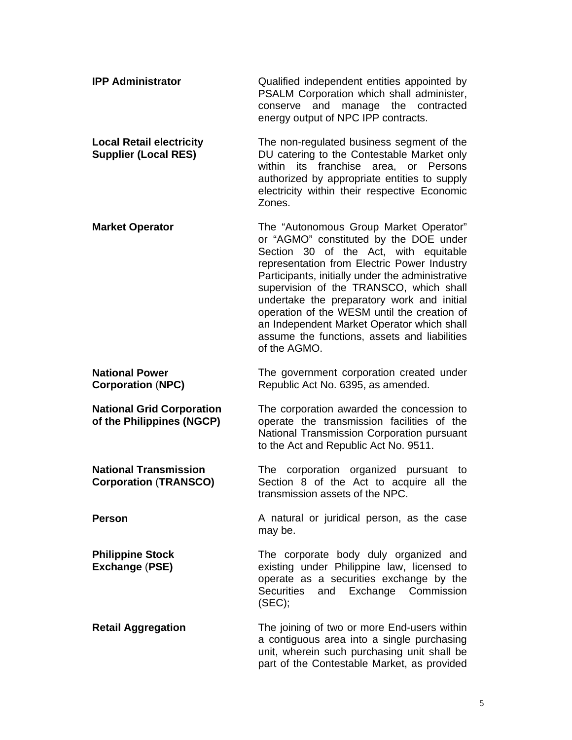**IPP Administrator** — Qualified independent entities appointed by PSALM Corporation which shall administer, conserve and manage the contracted energy output of NPC IPP contracts.

**Local Retail electricity Supplier (Local RES)** — The non-regulated business segment of the DU catering to the Contestable Market only within its franchise area, or Persons authorized by appropriate entities to supply electricity within their respective Economic Zones.

**Market Operator** — The "Autonomous Group Market Operator" or "AGMO" constituted by the DOE under Section 30 of the Act, with equitable representation from Electric Power Industry Participants, initially under the administrative supervision of the TRANSCO, which shall undertake the preparatory work and initial operation of the WESM until the creation of an Independent Market Operator which shall assume the functions, assets and liabilities of the AGMO.

**National Power Corporation (NPC)** — The government corporation created under Republic Act No. 6395, as amended.

**National Grid Corporation of the Philippines (NGCP)** — The corporation awarded the concession to operate the transmission facilities of the National Transmission Corporation pursuant to the Act and Republic Act No. 9511.

**National Transmission Corporation (TRANSCO)** — The corporation organized pursuant to Section 8 of the Act to acquire all the transmission assets of the NPC.

**Person** — A natural or juridical person, as the case may be.

**Philippine Stock Exchange (PSE)** — The corporate body duly organized and existing under Philippine law, licensed to operate as a securities exchange by the Securities and Exchange Commission (SEC);

**Retail Aggregation** — The joining of two or more End-users within a contiguous area into a single purchasing unit, wherein such purchasing unit shall be part of the Contestable Market, as provided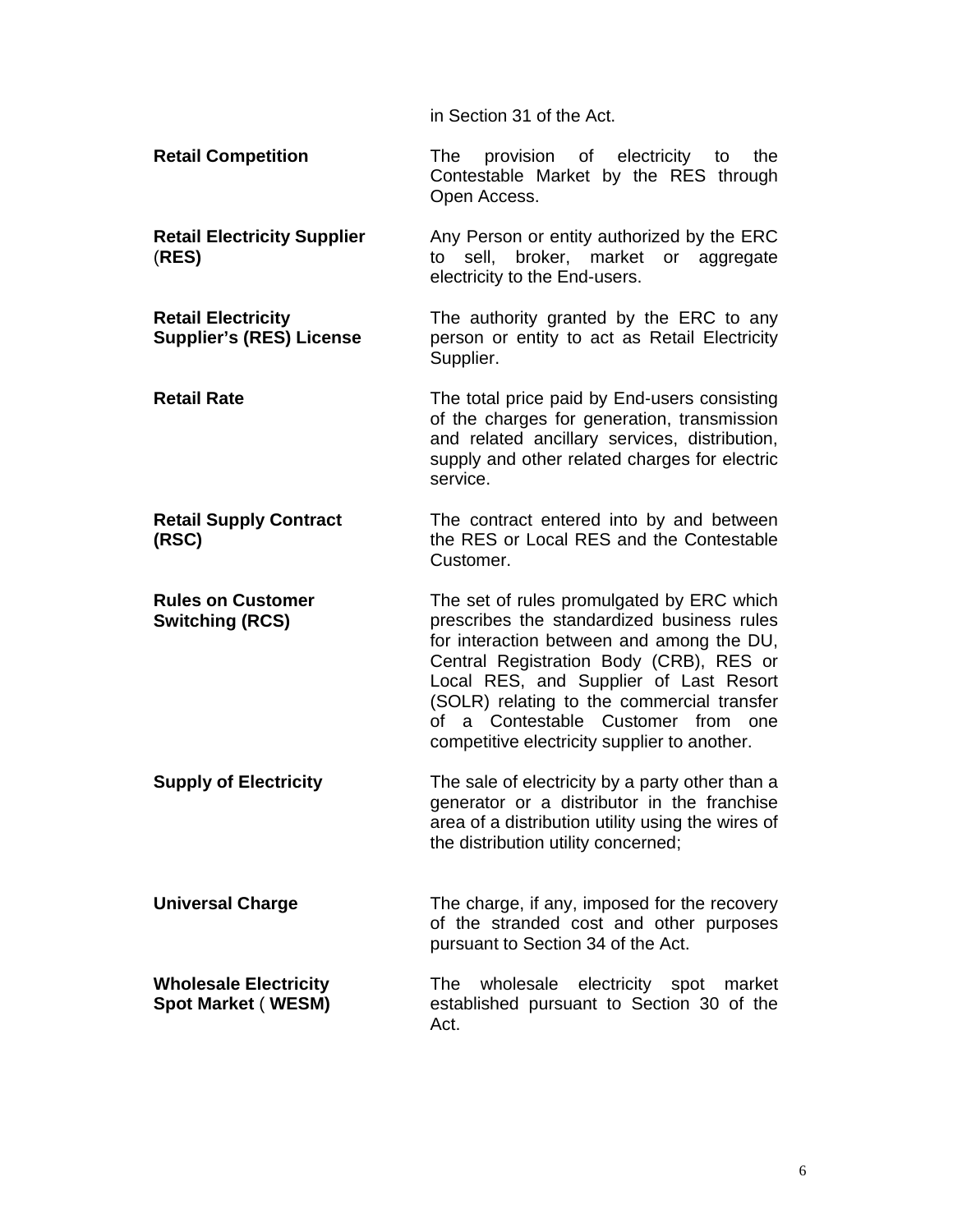in Section 31 of the Act.

| | |
|---|---|
| **Retail Competition** | The provision of electricity to the Contestable Market by the RES through Open Access. |
| **Retail Electricity Supplier (RES)** | Any Person or entity authorized by the ERC to sell, broker, market or aggregate electricity to the End-users. |
| **Retail Electricity Supplier's (RES) License** | The authority granted by the ERC to any person or entity to act as Retail Electricity Supplier. |
| **Retail Rate** | The total price paid by End-users consisting of the charges for generation, transmission and related ancillary services, distribution, supply and other related charges for electric service. |
| **Retail Supply Contract (RSC)** | The contract entered into by and between the RES or Local RES and the Contestable Customer. |
| **Rules on Customer Switching (RCS)** | The set of rules promulgated by ERC which prescribes the standardized business rules for interaction between and among the DU, Central Registration Body (CRB), RES or Local RES, and Supplier of Last Resort (SOLR) relating to the commercial transfer of a Contestable Customer from one competitive electricity supplier to another. |
| **Supply of Electricity** | The sale of electricity by a party other than a generator or a distributor in the franchise area of a distribution utility using the wires of the distribution utility concerned; |
| **Universal Charge** | The charge, if any, imposed for the recovery of the stranded cost and other purposes pursuant to Section 34 of the Act. |
| **Wholesale Electricity Spot Market ( WESM)** | The wholesale electricity spot market established pursuant to Section 30 of the Act. |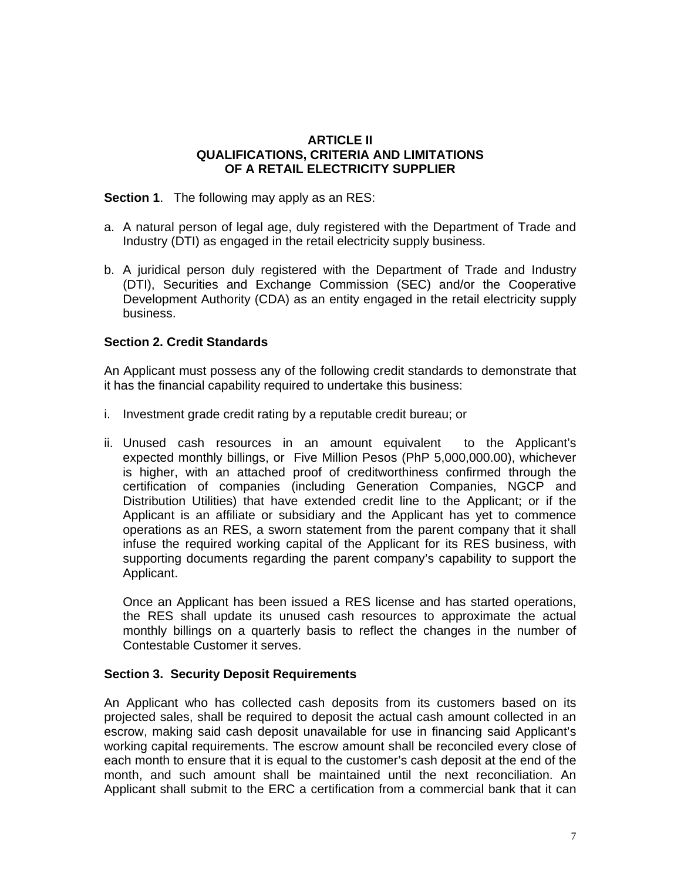## ARTICLE II
## QUALIFICATIONS, CRITERIA AND LIMITATIONS OF A RETAIL ELECTRICITY SUPPLIER

**Section 1**. The following may apply as an RES:

a. A natural person of legal age, duly registered with the Department of Trade and Industry (DTI) as engaged in the retail electricity supply business.

b. A juridical person duly registered with the Department of Trade and Industry (DTI), Securities and Exchange Commission (SEC) and/or the Cooperative Development Authority (CDA) as an entity engaged in the retail electricity supply business.

**Section 2. Credit Standards**

An Applicant must possess any of the following credit standards to demonstrate that it has the financial capability required to undertake this business:

i. Investment grade credit rating by a reputable credit bureau; or

ii. Unused cash resources in an amount equivalent to the Applicant's expected monthly billings, or Five Million Pesos (PhP 5,000,000.00), whichever is higher, with an attached proof of creditworthiness confirmed through the certification of companies (including Generation Companies, NGCP and Distribution Utilities) that have extended credit line to the Applicant; or if the Applicant is an affiliate or subsidiary and the Applicant has yet to commence operations as an RES, a sworn statement from the parent company that it shall infuse the required working capital of the Applicant for its RES business, with supporting documents regarding the parent company's capability to support the Applicant.

   Once an Applicant has been issued a RES license and has started operations, the RES shall update its unused cash resources to approximate the actual monthly billings on a quarterly basis to reflect the changes in the number of Contestable Customer it serves.

**Section 3. Security Deposit Requirements**

An Applicant who has collected cash deposits from its customers based on its projected sales, shall be required to deposit the actual cash amount collected in an escrow, making said cash deposit unavailable for use in financing said Applicant's working capital requirements. The escrow amount shall be reconciled every close of each month to ensure that it is equal to the customer's cash deposit at the end of the month, and such amount shall be maintained until the next reconciliation. An Applicant shall submit to the ERC a certification from a commercial bank that it can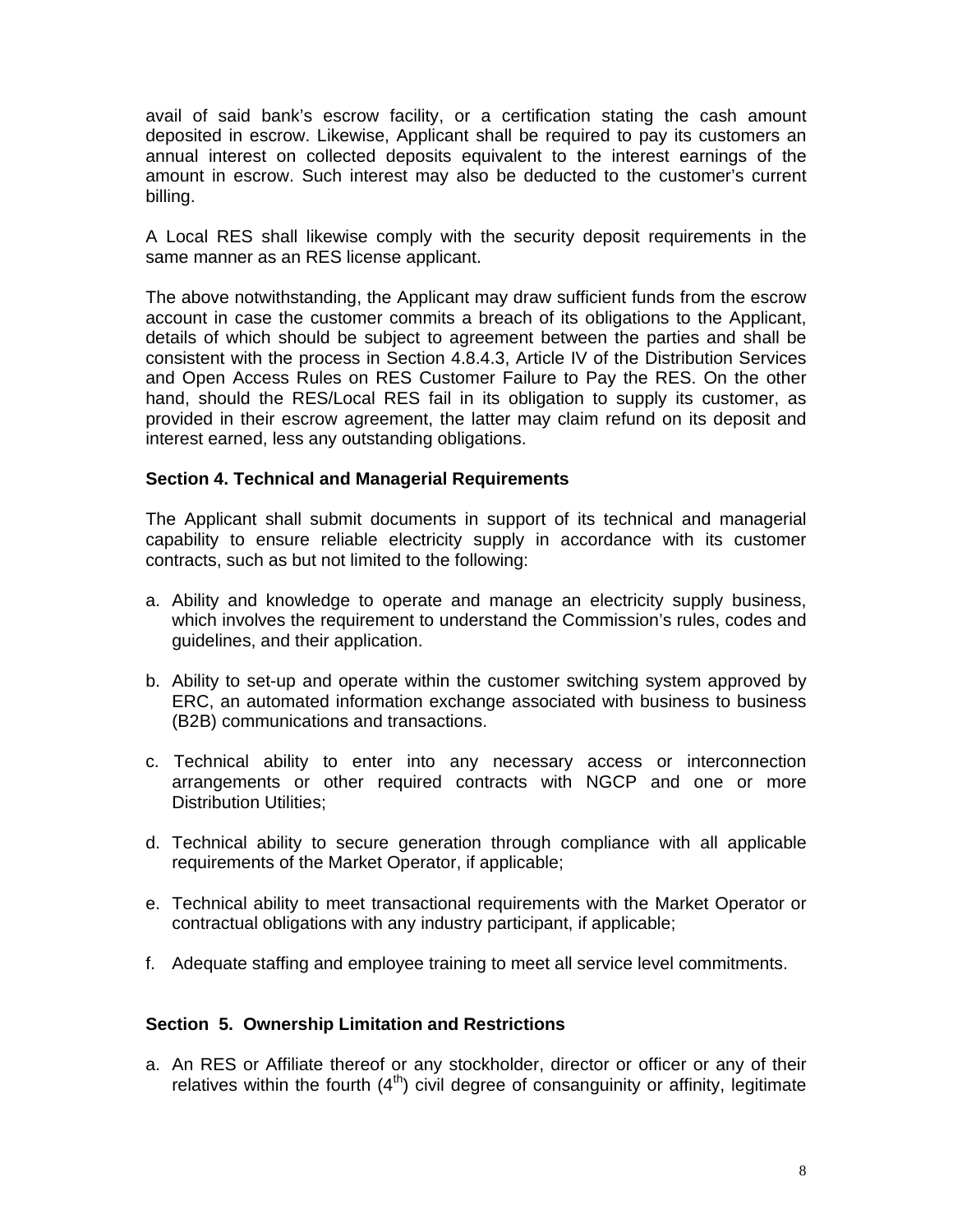avail of said bank's escrow facility, or a certification stating the cash amount deposited in escrow. Likewise, Applicant shall be required to pay its customers an annual interest on collected deposits equivalent to the interest earnings of the amount in escrow. Such interest may also be deducted to the customer's current billing.

A Local RES shall likewise comply with the security deposit requirements in the same manner as an RES license applicant.

The above notwithstanding, the Applicant may draw sufficient funds from the escrow account in case the customer commits a breach of its obligations to the Applicant, details of which should be subject to agreement between the parties and shall be consistent with the process in Section 4.8.4.3, Article IV of the Distribution Services and Open Access Rules on RES Customer Failure to Pay the RES. On the other hand, should the RES/Local RES fail in its obligation to supply its customer, as provided in their escrow agreement, the latter may claim refund on its deposit and interest earned, less any outstanding obligations.

**Section 4. Technical and Managerial Requirements**

The Applicant shall submit documents in support of its technical and managerial capability to ensure reliable electricity supply in accordance with its customer contracts, such as but not limited to the following:

a. Ability and knowledge to operate and manage an electricity supply business, which involves the requirement to understand the Commission's rules, codes and guidelines, and their application.

b. Ability to set-up and operate within the customer switching system approved by ERC, an automated information exchange associated with business to business (B2B) communications and transactions.

c. Technical ability to enter into any necessary access or interconnection arrangements or other required contracts with NGCP and one or more Distribution Utilities;

d. Technical ability to secure generation through compliance with all applicable requirements of the Market Operator, if applicable;

e. Technical ability to meet transactional requirements with the Market Operator or contractual obligations with any industry participant, if applicable;

f. Adequate staffing and employee training to meet all service level commitments.

**Section 5. Ownership Limitation and Restrictions**

a. An RES or Affiliate thereof or any stockholder, director or officer or any of their relatives within the fourth ($4^{th}$) civil degree of consanguinity or affinity, legitimate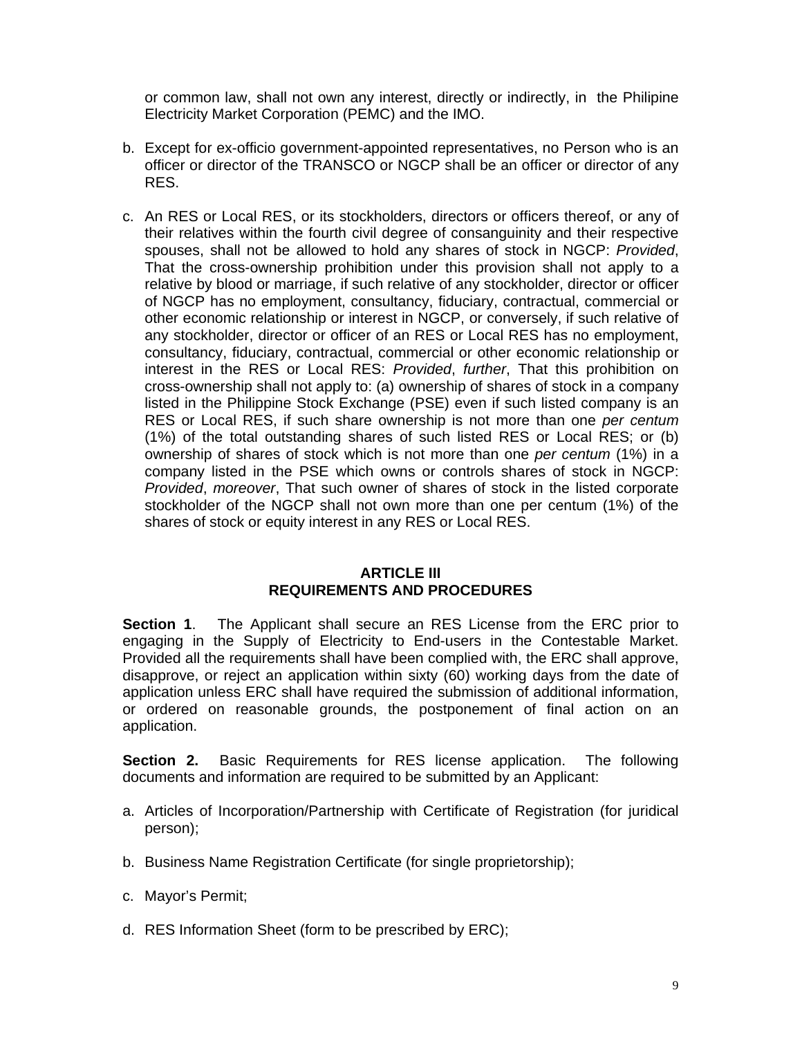or common law, shall not own any interest, directly or indirectly, in the Philipine Electricity Market Corporation (PEMC) and the IMO.

b. Except for ex-officio government-appointed representatives, no Person who is an officer or director of the TRANSCO or NGCP shall be an officer or director of any RES.

c. An RES or Local RES, or its stockholders, directors or officers thereof, or any of their relatives within the fourth civil degree of consanguinity and their respective spouses, shall not be allowed to hold any shares of stock in NGCP: *Provided*, That the cross-ownership prohibition under this provision shall not apply to a relative by blood or marriage, if such relative of any stockholder, director or officer of NGCP has no employment, consultancy, fiduciary, contractual, commercial or other economic relationship or interest in NGCP, or conversely, if such relative of any stockholder, director or officer of an RES or Local RES has no employment, consultancy, fiduciary, contractual, commercial or other economic relationship or interest in the RES or Local RES: *Provided*, *further*, That this prohibition on cross-ownership shall not apply to: (a) ownership of shares of stock in a company listed in the Philippine Stock Exchange (PSE) even if such listed company is an RES or Local RES, if such share ownership is not more than one *per centum* (1%) of the total outstanding shares of such listed RES or Local RES; or (b) ownership of shares of stock which is not more than one *per centum* (1%) in a company listed in the PSE which owns or controls shares of stock in NGCP: *Provided*, *moreover*, That such owner of shares of stock in the listed corporate stockholder of the NGCP shall not own more than one per centum (1%) of the shares of stock or equity interest in any RES or Local RES.

## ARTICLE III
## REQUIREMENTS AND PROCEDURES

**Section 1**. The Applicant shall secure an RES License from the ERC prior to engaging in the Supply of Electricity to End-users in the Contestable Market. Provided all the requirements shall have been complied with, the ERC shall approve, disapprove, or reject an application within sixty (60) working days from the date of application unless ERC shall have required the submission of additional information, or ordered on reasonable grounds, the postponement of final action on an application.

**Section 2.** Basic Requirements for RES license application. The following documents and information are required to be submitted by an Applicant:

a. Articles of Incorporation/Partnership with Certificate of Registration (for juridical person);

b. Business Name Registration Certificate (for single proprietorship);

c. Mayor's Permit;

d. RES Information Sheet (form to be prescribed by ERC);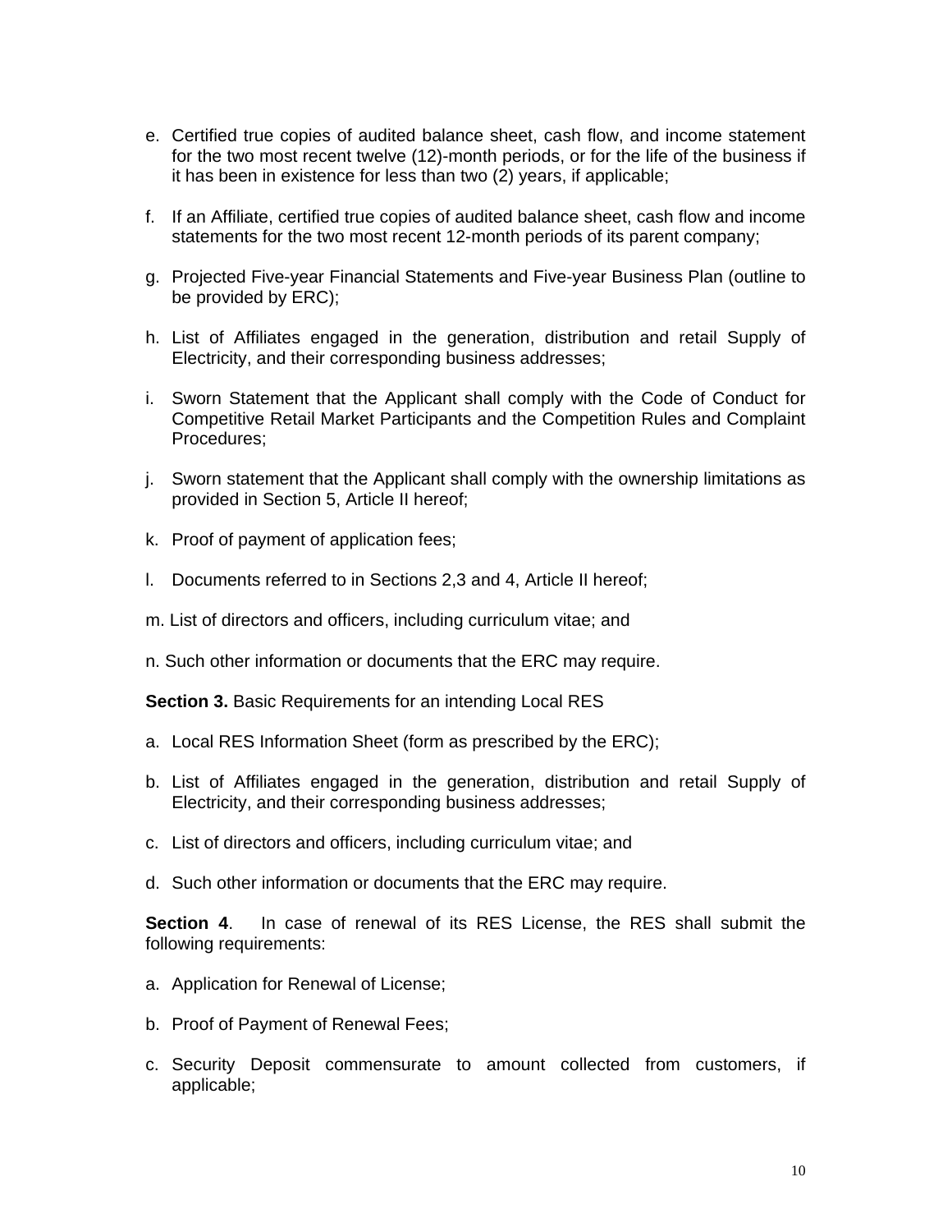e. Certified true copies of audited balance sheet, cash flow, and income statement for the two most recent twelve (12)-month periods, or for the life of the business if it has been in existence for less than two (2) years, if applicable;

f. If an Affiliate, certified true copies of audited balance sheet, cash flow and income statements for the two most recent 12-month periods of its parent company;

g. Projected Five-year Financial Statements and Five-year Business Plan (outline to be provided by ERC);

h. List of Affiliates engaged in the generation, distribution and retail Supply of Electricity, and their corresponding business addresses;

i. Sworn Statement that the Applicant shall comply with the Code of Conduct for Competitive Retail Market Participants and the Competition Rules and Complaint Procedures;

j. Sworn statement that the Applicant shall comply with the ownership limitations as provided in Section 5, Article II hereof;

k. Proof of payment of application fees;

l. Documents referred to in Sections 2,3 and 4, Article II hereof;

m. List of directors and officers, including curriculum vitae; and

n. Such other information or documents that the ERC may require.

**Section 3.** Basic Requirements for an intending Local RES

a. Local RES Information Sheet (form as prescribed by the ERC);

b. List of Affiliates engaged in the generation, distribution and retail Supply of Electricity, and their corresponding business addresses;

c. List of directors and officers, including curriculum vitae; and

d. Such other information or documents that the ERC may require.

**Section 4**. In case of renewal of its RES License, the RES shall submit the following requirements:

a. Application for Renewal of License;

b. Proof of Payment of Renewal Fees;

c. Security Deposit commensurate to amount collected from customers, if applicable;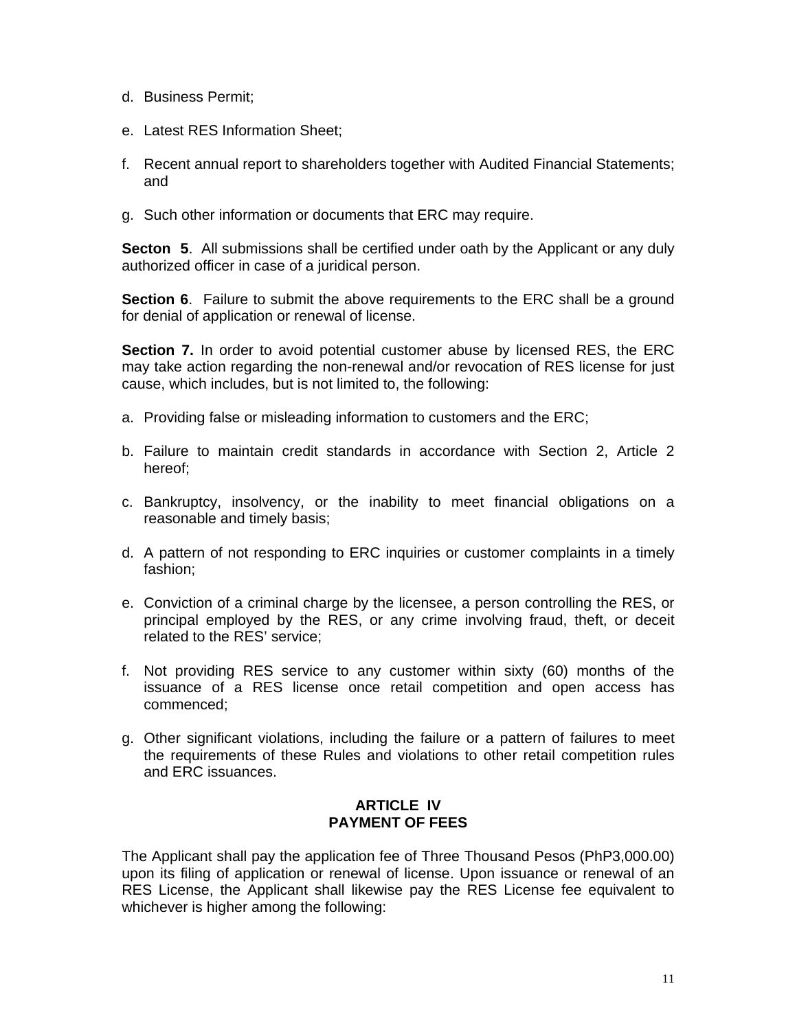d. Business Permit;

e. Latest RES Information Sheet;

f. Recent annual report to shareholders together with Audited Financial Statements; and

g. Such other information or documents that ERC may require.

**Secton 5**. All submissions shall be certified under oath by the Applicant or any duly authorized officer in case of a juridical person.

**Section 6**. Failure to submit the above requirements to the ERC shall be a ground for denial of application or renewal of license.

**Section 7.** In order to avoid potential customer abuse by licensed RES, the ERC may take action regarding the non-renewal and/or revocation of RES license for just cause, which includes, but is not limited to, the following:

a. Providing false or misleading information to customers and the ERC;

b. Failure to maintain credit standards in accordance with Section 2, Article 2 hereof;

c. Bankruptcy, insolvency, or the inability to meet financial obligations on a reasonable and timely basis;

d. A pattern of not responding to ERC inquiries or customer complaints in a timely fashion;

e. Conviction of a criminal charge by the licensee, a person controlling the RES, or principal employed by the RES, or any crime involving fraud, theft, or deceit related to the RES' service;

f. Not providing RES service to any customer within sixty (60) months of the issuance of a RES license once retail competition and open access has commenced;

g. Other significant violations, including the failure or a pattern of failures to meet the requirements of these Rules and violations to other retail competition rules and ERC issuances.

## ARTICLE IV
## PAYMENT OF FEES

The Applicant shall pay the application fee of Three Thousand Pesos (PhP3,000.00) upon its filing of application or renewal of license. Upon issuance or renewal of an RES License, the Applicant shall likewise pay the RES License fee equivalent to whichever is higher among the following: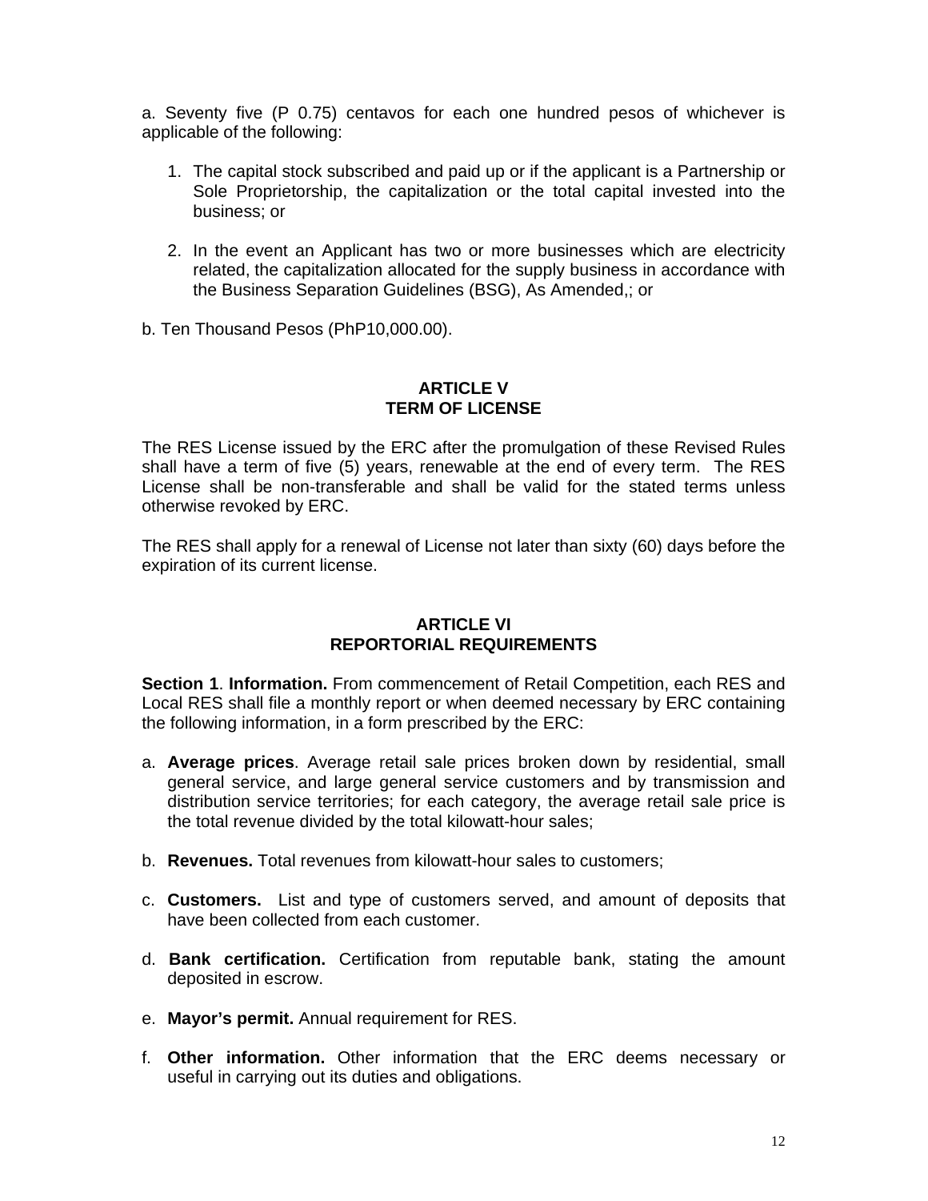a. Seventy five (P 0.75) centavos for each one hundred pesos of whichever is applicable of the following:

1. The capital stock subscribed and paid up or if the applicant is a Partnership or Sole Proprietorship, the capitalization or the total capital invested into the business; or

2. In the event an Applicant has two or more businesses which are electricity related, the capitalization allocated for the supply business in accordance with the Business Separation Guidelines (BSG), As Amended,; or

b. Ten Thousand Pesos (PhP10,000.00).

## ARTICLE V
## TERM OF LICENSE

The RES License issued by the ERC after the promulgation of these Revised Rules shall have a term of five (5) years, renewable at the end of every term. The RES License shall be non-transferable and shall be valid for the stated terms unless otherwise revoked by ERC.

The RES shall apply for a renewal of License not later than sixty (60) days before the expiration of its current license.

## ARTICLE VI
## REPORTORIAL REQUIREMENTS

**Section 1**. **Information.** From commencement of Retail Competition, each RES and Local RES shall file a monthly report or when deemed necessary by ERC containing the following information, in a form prescribed by the ERC:

a. **Average prices**. Average retail sale prices broken down by residential, small general service, and large general service customers and by transmission and distribution service territories; for each category, the average retail sale price is the total revenue divided by the total kilowatt-hour sales;

b. **Revenues.** Total revenues from kilowatt-hour sales to customers;

c. **Customers.** List and type of customers served, and amount of deposits that have been collected from each customer.

d. **Bank certification.** Certification from reputable bank, stating the amount deposited in escrow.

e. **Mayor's permit.** Annual requirement for RES.

f. **Other information.** Other information that the ERC deems necessary or useful in carrying out its duties and obligations.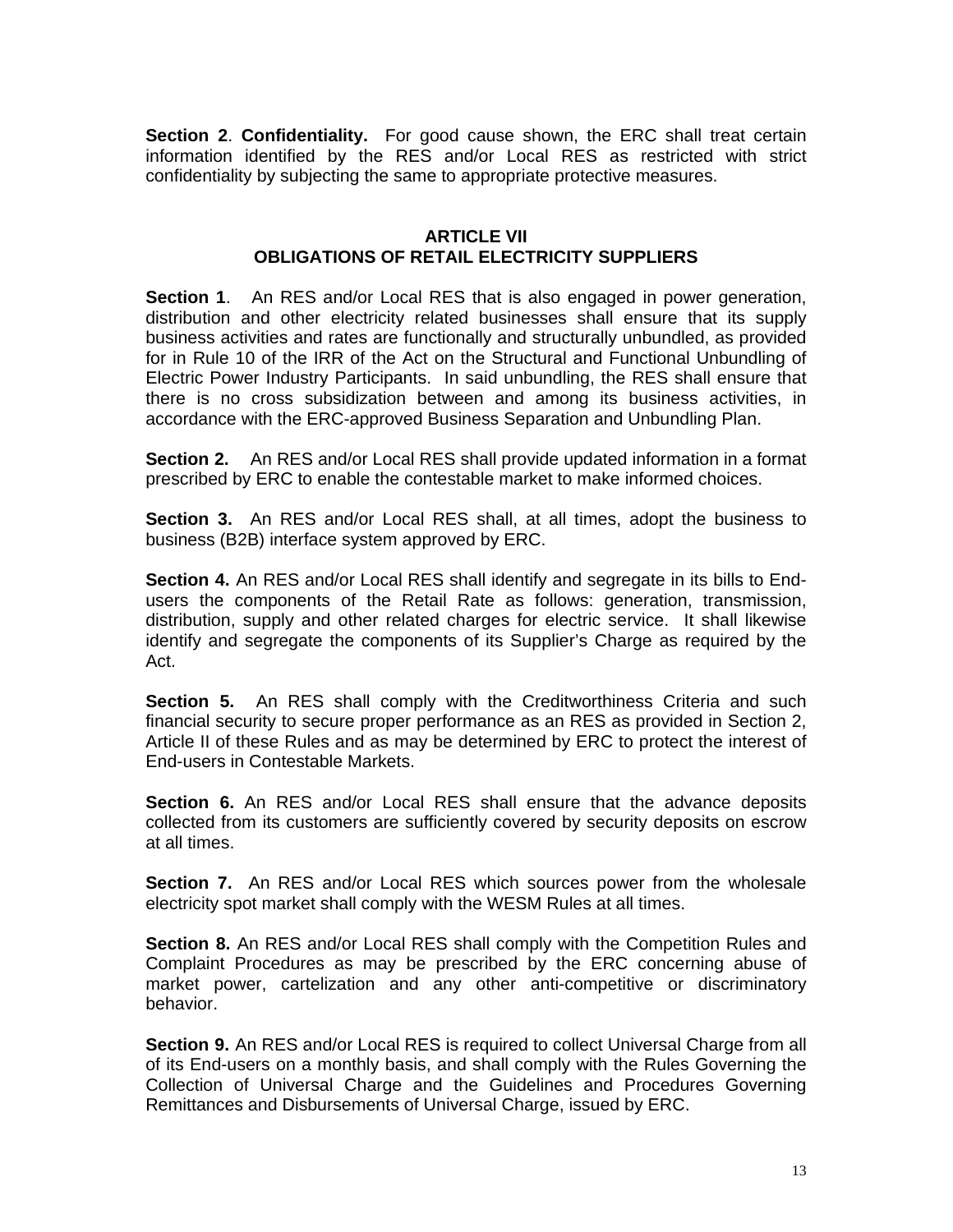**Section 2**. **Confidentiality.** For good cause shown, the ERC shall treat certain information identified by the RES and/or Local RES as restricted with strict confidentiality by subjecting the same to appropriate protective measures.

## ARTICLE VII
## OBLIGATIONS OF RETAIL ELECTRICITY SUPPLIERS

**Section 1**. An RES and/or Local RES that is also engaged in power generation, distribution and other electricity related businesses shall ensure that its supply business activities and rates are functionally and structurally unbundled, as provided for in Rule 10 of the IRR of the Act on the Structural and Functional Unbundling of Electric Power Industry Participants. In said unbundling, the RES shall ensure that there is no cross subsidization between and among its business activities, in accordance with the ERC-approved Business Separation and Unbundling Plan.

**Section 2.** An RES and/or Local RES shall provide updated information in a format prescribed by ERC to enable the contestable market to make informed choices.

**Section 3.** An RES and/or Local RES shall, at all times, adopt the business to business (B2B) interface system approved by ERC.

**Section 4.** An RES and/or Local RES shall identify and segregate in its bills to End-users the components of the Retail Rate as follows: generation, transmission, distribution, supply and other related charges for electric service. It shall likewise identify and segregate the components of its Supplier's Charge as required by the Act.

**Section 5.** An RES shall comply with the Creditworthiness Criteria and such financial security to secure proper performance as an RES as provided in Section 2, Article II of these Rules and as may be determined by ERC to protect the interest of End-users in Contestable Markets.

**Section 6.** An RES and/or Local RES shall ensure that the advance deposits collected from its customers are sufficiently covered by security deposits on escrow at all times.

**Section 7.** An RES and/or Local RES which sources power from the wholesale electricity spot market shall comply with the WESM Rules at all times.

**Section 8.** An RES and/or Local RES shall comply with the Competition Rules and Complaint Procedures as may be prescribed by the ERC concerning abuse of market power, cartelization and any other anti-competitive or discriminatory behavior.

**Section 9.** An RES and/or Local RES is required to collect Universal Charge from all of its End-users on a monthly basis, and shall comply with the Rules Governing the Collection of Universal Charge and the Guidelines and Procedures Governing Remittances and Disbursements of Universal Charge, issued by ERC.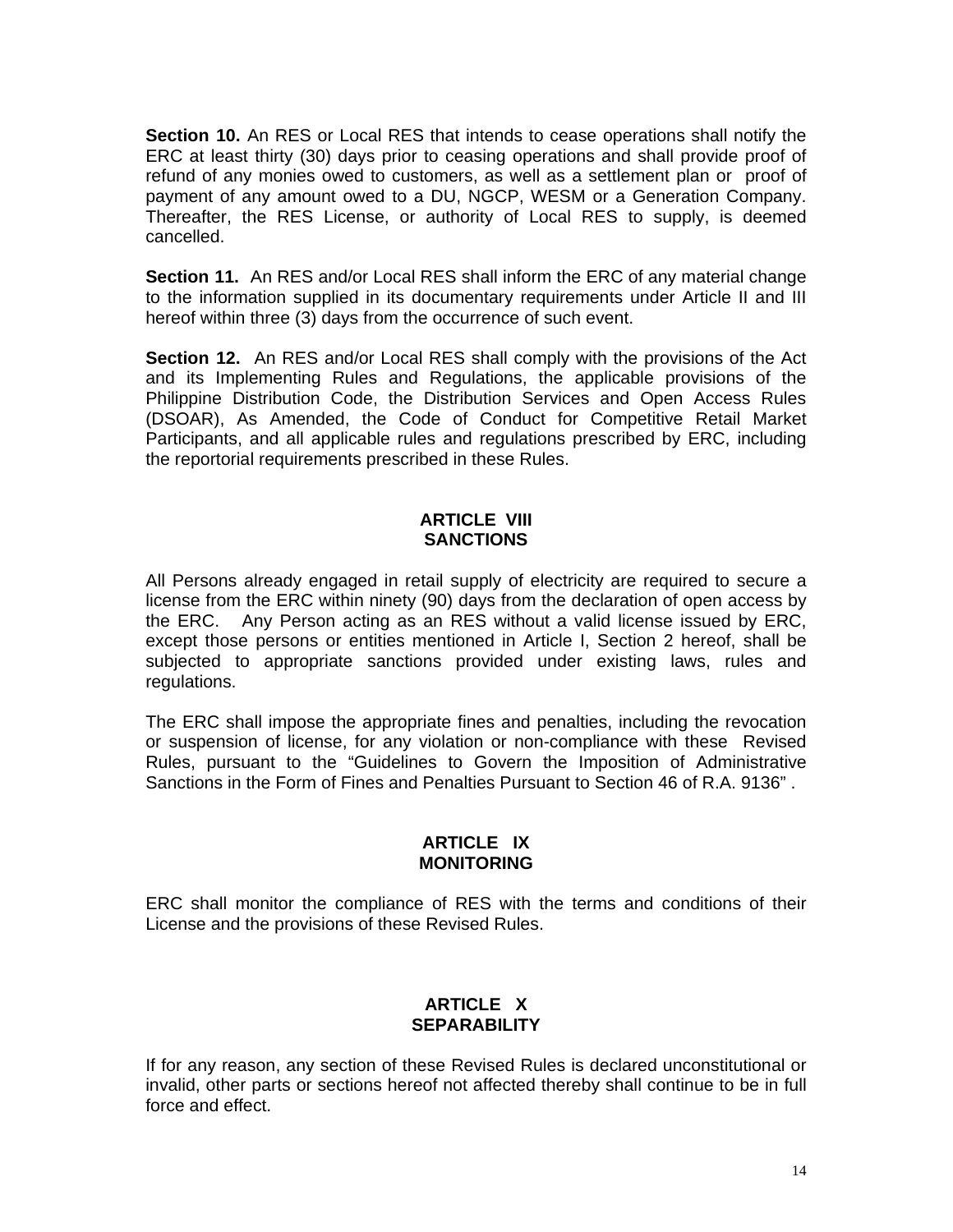**Section 10.** An RES or Local RES that intends to cease operations shall notify the ERC at least thirty (30) days prior to ceasing operations and shall provide proof of refund of any monies owed to customers, as well as a settlement plan or proof of payment of any amount owed to a DU, NGCP, WESM or a Generation Company. Thereafter, the RES License, or authority of Local RES to supply, is deemed cancelled.

**Section 11.** An RES and/or Local RES shall inform the ERC of any material change to the information supplied in its documentary requirements under Article II and III hereof within three (3) days from the occurrence of such event.

**Section 12.** An RES and/or Local RES shall comply with the provisions of the Act and its Implementing Rules and Regulations, the applicable provisions of the Philippine Distribution Code, the Distribution Services and Open Access Rules (DSOAR), As Amended, the Code of Conduct for Competitive Retail Market Participants, and all applicable rules and regulations prescribed by ERC, including the reportorial requirements prescribed in these Rules.

## ARTICLE VIII
## SANCTIONS

All Persons already engaged in retail supply of electricity are required to secure a license from the ERC within ninety (90) days from the declaration of open access by the ERC. Any Person acting as an RES without a valid license issued by ERC, except those persons or entities mentioned in Article I, Section 2 hereof, shall be subjected to appropriate sanctions provided under existing laws, rules and regulations.

The ERC shall impose the appropriate fines and penalties, including the revocation or suspension of license, for any violation or non-compliance with these Revised Rules, pursuant to the "Guidelines to Govern the Imposition of Administrative Sanctions in the Form of Fines and Penalties Pursuant to Section 46 of R.A. 9136" .

## ARTICLE IX
## MONITORING

ERC shall monitor the compliance of RES with the terms and conditions of their License and the provisions of these Revised Rules.

## ARTICLE X
## SEPARABILITY

If for any reason, any section of these Revised Rules is declared unconstitutional or invalid, other parts or sections hereof not affected thereby shall continue to be in full force and effect.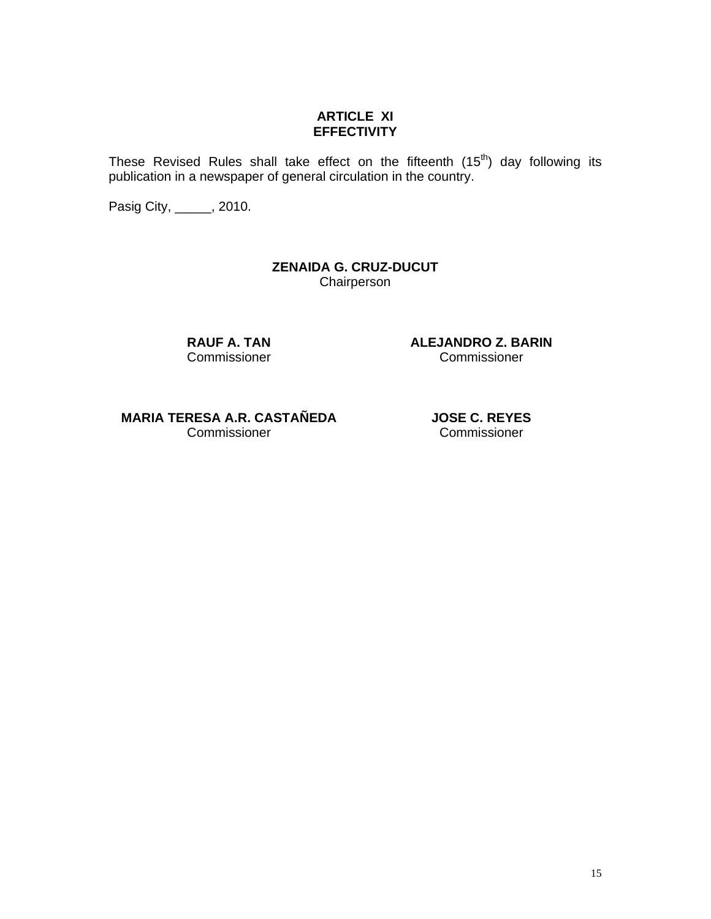## ARTICLE XI
## EFFECTIVITY

These Revised Rules shall take effect on the fifteenth ($15^{th}$) day following its publication in a newspaper of general circulation in the country.

Pasig City, _____, 2010.

**ZENAIDA G. CRUZ-DUCUT**
Chairperson

**RAUF A. TAN**
Commissioner

**ALEJANDRO Z. BARIN**
Commissioner

**MARIA TERESA A.R. CASTAÑEDA**
Commissioner

**JOSE C. REYES**
Commissioner